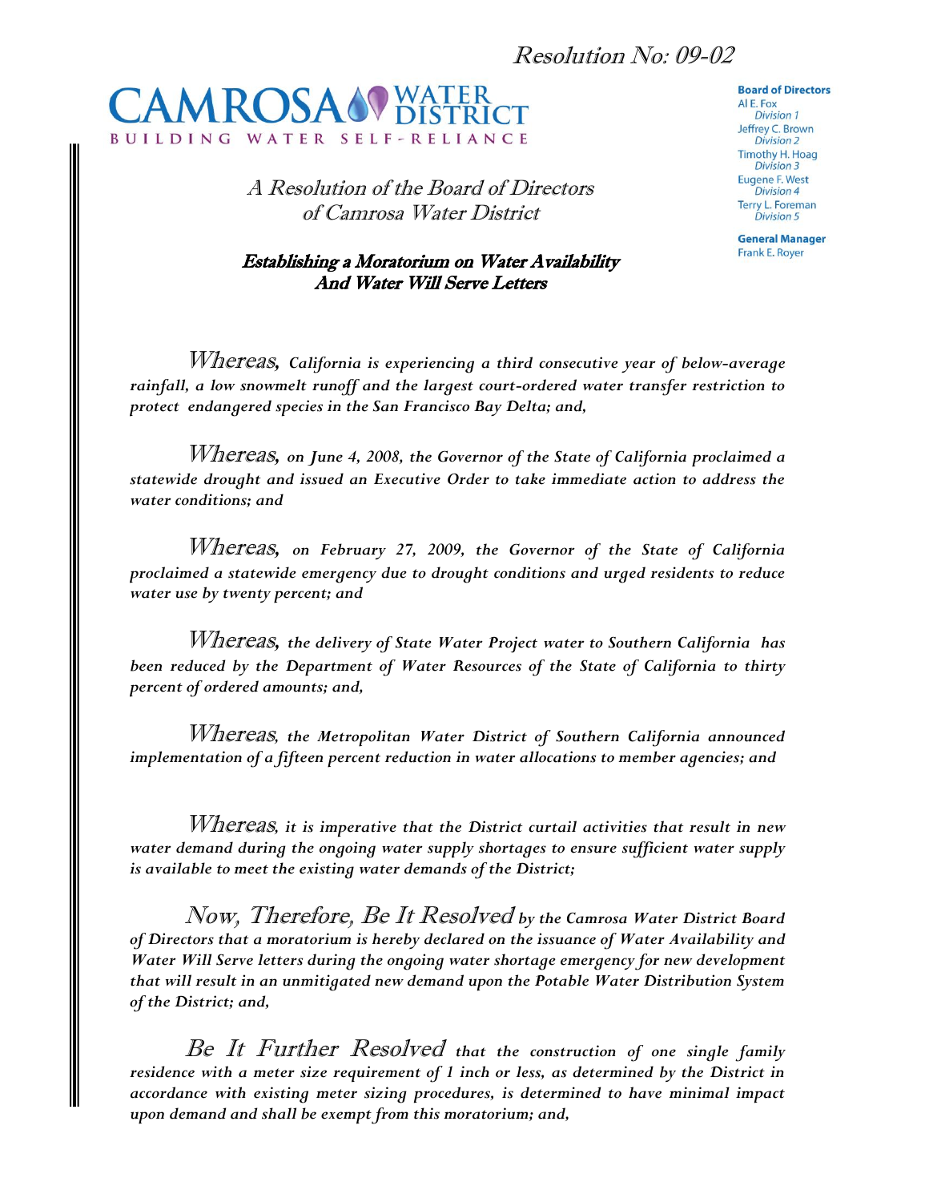Resolution No: 09-02

# CAMROSA WATER DISTRICT

BUILDING WATER SELF-RELIANCE

**Board of Directors**
Al E. Fox
*Division 1*
Jeffrey C. Brown
*Division 2*
Timothy H. Hoag
*Division 3*
Eugene F. West
*Division 4*
Terry L. Foreman
*Division 5*

**General Manager**
Frank E. Royer

## *A Resolution of the Board of Directors of Camrosa Water District*

### ***Establishing a Moratorium on Water Availability And Water Will Serve Letters***

*Whereas, **California is experiencing a third consecutive year of below-average rainfall, a low snowmelt runoff and the largest court-ordered water transfer restriction to protect endangered species in the San Francisco Bay Delta; and,***

*Whereas, **on June 4, 2008, the Governor of the State of California proclaimed a statewide drought and issued an Executive Order to take immediate action to address the water conditions; and***

*Whereas, **on February 27, 2009, the Governor of the State of California proclaimed a statewide emergency due to drought conditions and urged residents to reduce water use by twenty percent; and***

*Whereas, **the delivery of State Water Project water to Southern California has been reduced by the Department of Water Resources of the State of California to thirty percent of ordered amounts; and,***

*Whereas, **the Metropolitan Water District of Southern California announced implementation of a fifteen percent reduction in water allocations to member agencies; and***

*Whereas, **it is imperative that the District curtail activities that result in new water demand during the ongoing water supply shortages to ensure sufficient water supply is available to meet the existing water demands of the District;***

*Now, Therefore, Be It Resolved **by the Camrosa Water District Board of Directors that a moratorium is hereby declared on the issuance of Water Availability and Water Will Serve letters during the ongoing water shortage emergency for new development that will result in an unmitigated new demand upon the Potable Water Distribution System of the District; and,***

*Be It Further Resolved **that the construction of one single family residence with a meter size requirement of 1 inch or less, as determined by the District in accordance with existing meter sizing procedures, is determined to have minimal impact upon demand and shall be exempt from this moratorium; and,***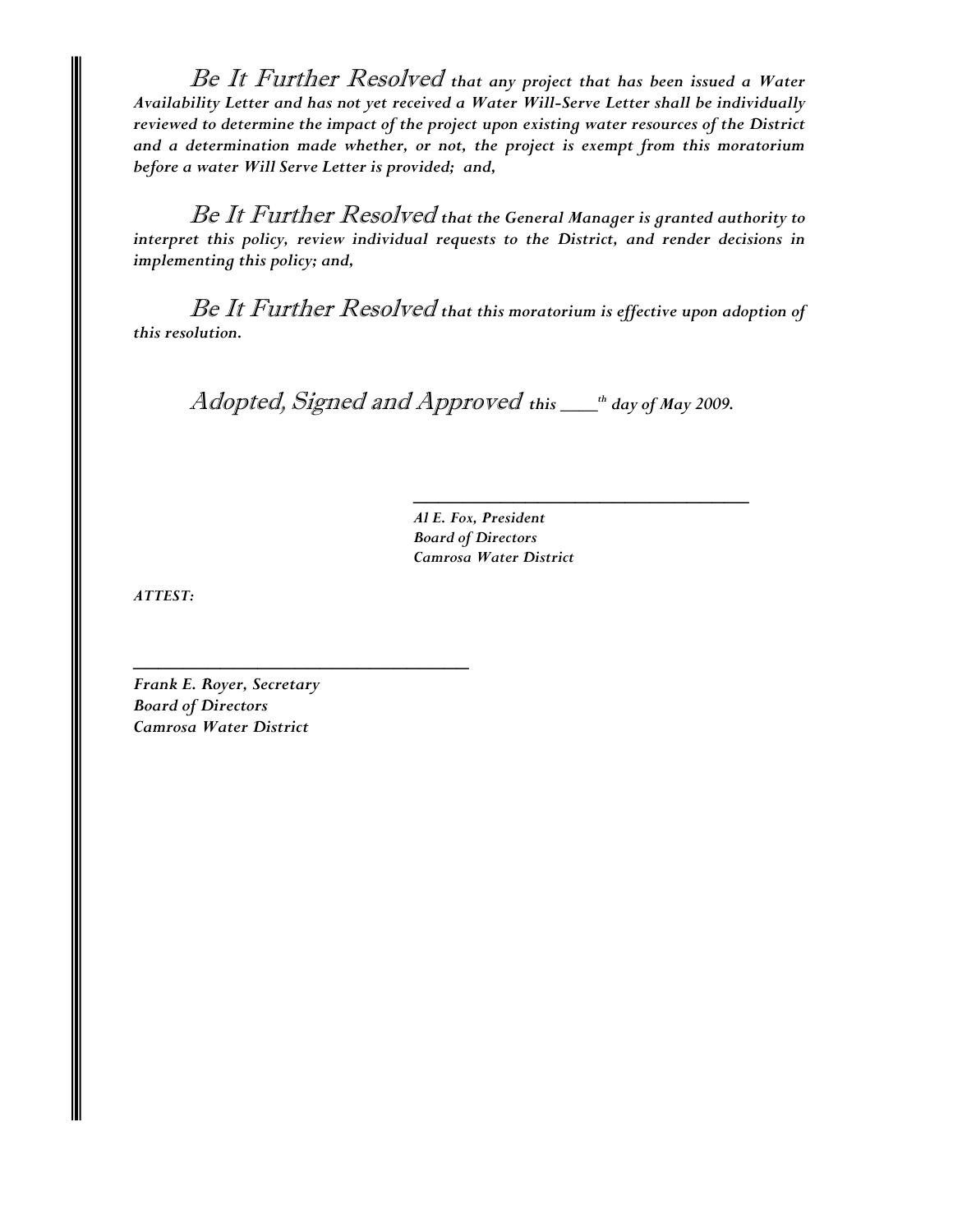*Be It Further Resolved* ***that any project that has been issued a Water Availability Letter and has not yet received a Water Will-Serve Letter shall be individually reviewed to determine the impact of the project upon existing water resources of the District and a determination made whether, or not, the project is exempt from this moratorium before a water Will Serve Letter is provided; and,***

*Be It Further Resolved* ***that the General Manager is granted authority to interpret this policy, review individual requests to the District, and render decisions in implementing this policy; and,***

*Be It Further Resolved* ***that this moratorium is effective upon adoption of this resolution.***

*Adopted, Signed and Approved* ***this ____th day of May 2009.***

\_\_\_\_\_\_\_\_\_\_\_\_\_\_\_\_\_\_\_\_\_\_\_\_\_\_\_\_\_\_\_\_\_\_\_\_\_\_\_\_

***Al E. Fox, President***
***Board of Directors***
***Camrosa Water District***

***ATTEST:***

\_\_\_\_\_\_\_\_\_\_\_\_\_\_\_\_\_\_\_\_\_\_\_\_\_\_\_\_\_\_\_\_\_\_\_\_\_\_\_\_

***Frank E. Royer, Secretary***
***Board of Directors***
***Camrosa Water District***